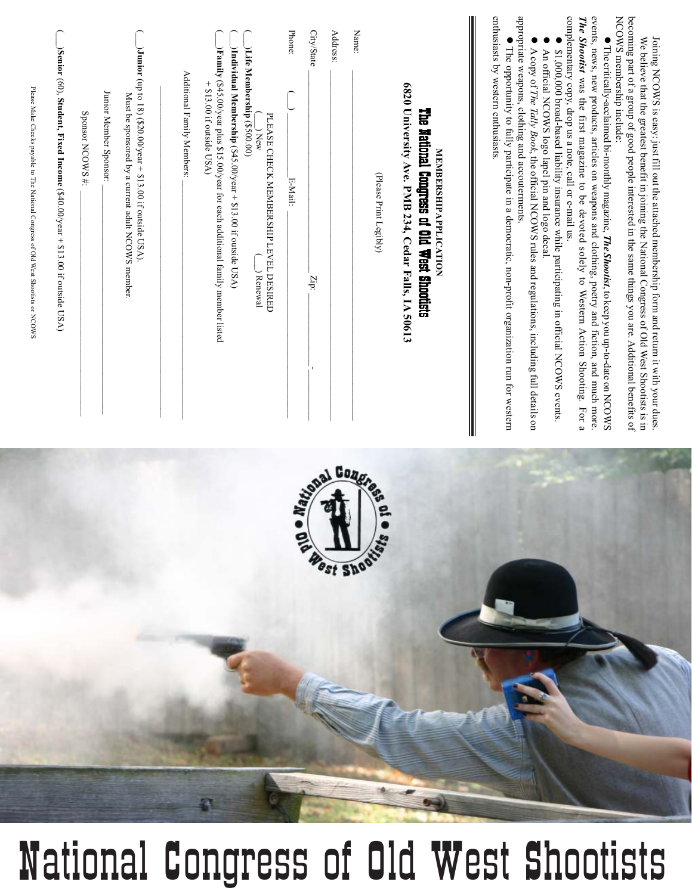Joining NCOWS is easy; just fill out the attached membership form and return it with your dues.

We believe that the greatest benefit in joining the National Congress of Old West Shootists is in becoming part of a group of good people interested in the same things you are. Additional benefits of NCOWS membership include:

- The critically-acclaimed bi-monthly magazine, ***The Shootist***, to keep you up-to-date on NCOWS events, news, new products, articles on weapons and clothing, poetry and fiction, and much more. ***The Shootist*** was the first magazine to be devoted solely to Western Action Shooting. For a complementary copy, drop us a note, call or e-mail us.
- $1,000,000 broad-based liability insurance while participating in official NCOWS events.
- An official NCOWS logo lapel pin and logo decal.
- A copy of *The Tally Book*, the official NCOWS rules and regulations, including full details on appropriate weapons, clothing and accouterments.
- The opportunity to fully participate in a democratic, non-profit organization run for western enthusiasts by western enthusiasts.

## MEMBERSHIP APPLICATION

### The National Congress of Old West Shootists

**6820 University Ave. PMB 234, Cedar Falls, IA 50613**

(Please Print Legibly)

Name: ______________________________

Address: ______________________________

City/State ______________________ Zip: __________-______

Phone: (____) ______________ E-Mail: ______________________

PLEASE CHECK MEMBERSHIP LEVEL DESIRED

(__) New (__) Renewal

(__) **Life Membership** ($500.00)

(__) **Individual Membership** ($45.00/year + $13.00 if outside USA)

(__) **Family** ($45.00/year plus $15.00/year for each additional family member listed + $13.00 if outside USA)

Additional Family Members: ______________________________

______________________________

(__) **Junior** (up to 18) ($20.00/year + $13.00 if outside USA). Must be sponsored by a current adult NCOWS member.

Junior Member Sponsor: ______________________

Sponsor NCOWS #: ______________________

(__) **Senior** (60), **Student, Fixed Income** ($40.00/year + $13.00 if outside USA)

Please Make Checks payable to The National Congress of Old West Shootists or NCOWS

National Congress of Old West Shootists

# National Congress of Old West Shootists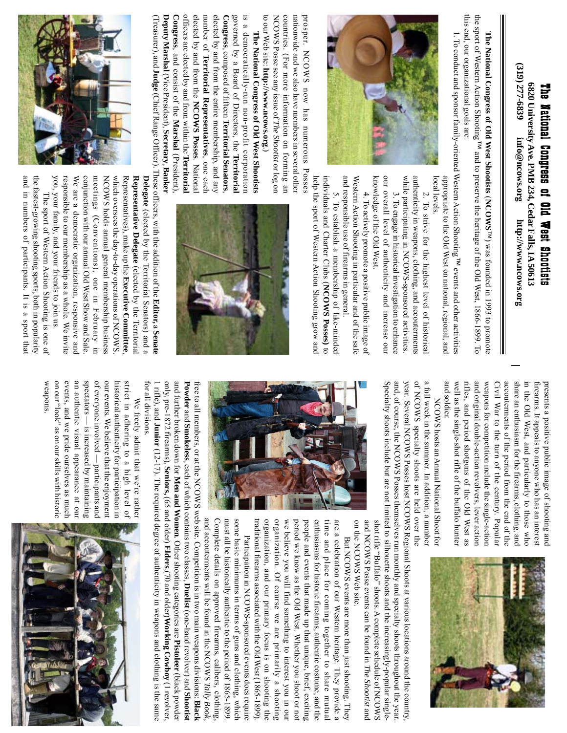# The National Congress of Old West Shootists

**6820 University Ave. PMB 234, Cedar Falls, IA 50613**
**(319) 277-6839 info@ncows.org http://www.ncows.org**

**The National Congress of Old West Shootists (NCOWS™)** was founded in 1993 to promote the sport of Western Action Shooting™ and to preserve the heritage of the Old West, 1866-1899. To this end, our organizational goals are:

1. To conduct and sponsor family-oriented Western Action Shooting™ events and other activities appropriate to the Old West on national, regional, and local levels.

2. To strive for the highest level of historical authenticity in weapons, clothing, and accouterments while participating in NCOWS-sponsored activities.

3. To engage in historical investigation to enhance our overall level of authenticity and increase our knowledge of the Old West.

4. To actively promote a positive public image of Western Action Shooting in particular and of the safe and responsible use of firearms in general.

5. To establish a membership of like-minded individuals and Charter Clubs (**NCOWS Posses**) to help the sport of Western Action Shooting grow and prosper. NCOWS now has numerous Posses nationwide and we also have members in several other countries. (For more information on forming an NCOWS Posse see any issue of *The Shootist* or log on to our Web site: **http://www.ncows.org**.)

**The National Congress of Old West Shootists** is a democratically-run non-profit corporation governed by a Board of Directors, the **Territorial Congress**, composed of fifteen **Territorial Senators**, elected by and from the entire membership, and any number of **Territorial Representatives**, one each elected by and from the **NCOWS Posses**. National officers are elected by and from within the **Territorial Congress**, and consist of the **Marshal** (President), **Deputy Marshal** (Vice President), **Secretary**, **Banker** (Treasurer), and **Judge** (Chief Range Officer). These officers, with the addition of the **Editor**, a **Senate Delegate** (elected by the Territorial Senators) and a **Representative Delegate** (elected by the Territorial Representatives), make up the **Executive Committee**, which oversees the day-to-day operations of NCOWS. NCOWS holds annual general membership business meetings (Conventions), one in February in conjunction with our annual Old West Show and Sale. We are a democratic organization, responsive and responsible to our membership as a whole. We invite you, your family, and your friends to join us.

The sport of Western Action Shooting is one of the fastest-growing shooting sports, both in popularity and in numbers of participants. It is a sport that presents a positive public image of shooting and firearms. It appeals to anyone who has an interest in the Old West, and particularly to those who share an enthusiasm for the firearms, clothing, and accouterments of the period from the end of the Civil War to the turn of the century. Popular weapons for competition include the single-action and original double-action revolvers, lever action rifles, and period shotguns of the Old West as well as the single-shot rifle of the buffalo hunter and soldier.

NCOWS hosts an Annual National Shoot for a full week in the summer. In addition, a number of NCOWS specialty shoots are held over the year. Several NCOWS Posses host NCOWS Regional Shoots at various locations around the country, and, of course, the NCOWS Posses themselves run monthly and specialty shoots throughout the year. Specialty shoots include but are not limited to silhouette shoots and the increasingly-popular single-shot rifle "Buffalo" shoots. A complete schedule of NCOWS and NCOWS Posse events can be found in *The Shootist* and on the NCOWS Web site.

But NCOWS events are more than just shooting. They are a celebration of our Western heritage. They provide a time and place for coming together to share mutual enthusiasms for historic firearms, authentic costume, and the people and events that made up that unique, brief, exciting period we know as the Old West. Whether you shoot or not we believe you will find something to interest you in our organization. Of course we are primarily a shooting organization, and our primary focus is on shooting the traditional firearms associated with the Old West (1865-1899).

Participation in NCOWS-sponsored events does require some basic minimums in terms of guns and clothing, which must all be historically authentic to the period of 1865-1899. Complete details on approved firearms, calibers, clothing, and accouterments will be found in the NCOWS *Tally Book*, free to all members, or at the NCOWS web site. Competition is in two main weapons divisions: **Black Powder** and **Smokeless**, each of which contains two classes, **Duelist** (one-hand revolver) and **Shootist** and further broken down for **Men and Women**. Other shooting categories are **Pistoleer** (black powder only, pre-1872 firearms), **Seniors**, (65 and older) **Elders**, (70 and older) **Working Cowboy** (1 revolver, 1 rifle), and **Junior** (12-17). The required degree of authenticity in weapons and clothing is the same for all divisions.

We freely admit that we're rather strict in adhering to a high level of historical authenticity for participation in our events. We believe that the enjoyment of everyone involved — participants and spectators — is increased by maintaining an authentic visual appearance at our events, and we pride ourselves as much on our "look" as on our skills with historic weapons.